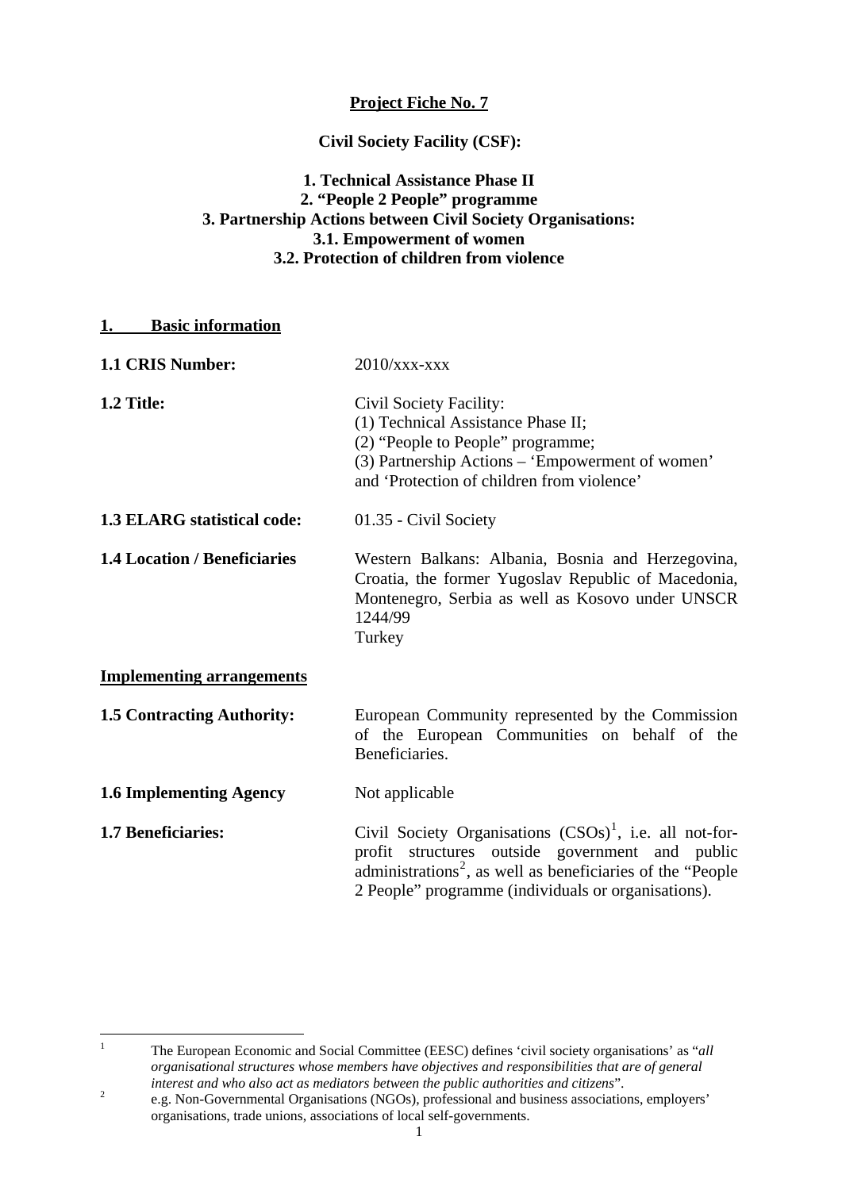**Project Fiche No. 7**

**Civil Society Facility (CSF):**

**1. Technical Assistance Phase II**
**2. "People 2 People" programme**
**3. Partnership Actions between Civil Society Organisations:**
**3.1. Empowerment of women**
**3.2. Protection of children from violence**

## 1. Basic information

**1.1 CRIS Number:** 2010/xxx-xxx

**1.2 Title:** Civil Society Facility:
(1) Technical Assistance Phase II;
(2) "People to People" programme;
(3) Partnership Actions – 'Empowerment of women' and 'Protection of children from violence'

**1.3 ELARG statistical code:** 01.35 - Civil Society

**1.4 Location / Beneficiaries** Western Balkans: Albania, Bosnia and Herzegovina, Croatia, the former Yugoslav Republic of Macedonia, Montenegro, Serbia as well as Kosovo under UNSCR 1244/99
Turkey

## Implementing arrangements

**1.5 Contracting Authority:** European Community represented by the Commission of the European Communities on behalf of the Beneficiaries.

**1.6 Implementing Agency** Not applicable

**1.7 Beneficiaries:** Civil Society Organisations (CSOs)[1], i.e. all not-for-profit structures outside government and public administrations[2], as well as beneficiaries of the "People 2 People" programme (individuals or organisations).

---

[1] The European Economic and Social Committee (EESC) defines 'civil society organisations' as "*all organisational structures whose members have objectives and responsibilities that are of general interest and who also act as mediators between the public authorities and citizens*".

[2] e.g. Non-Governmental Organisations (NGOs), professional and business associations, employers' organisations, trade unions, associations of local self-governments.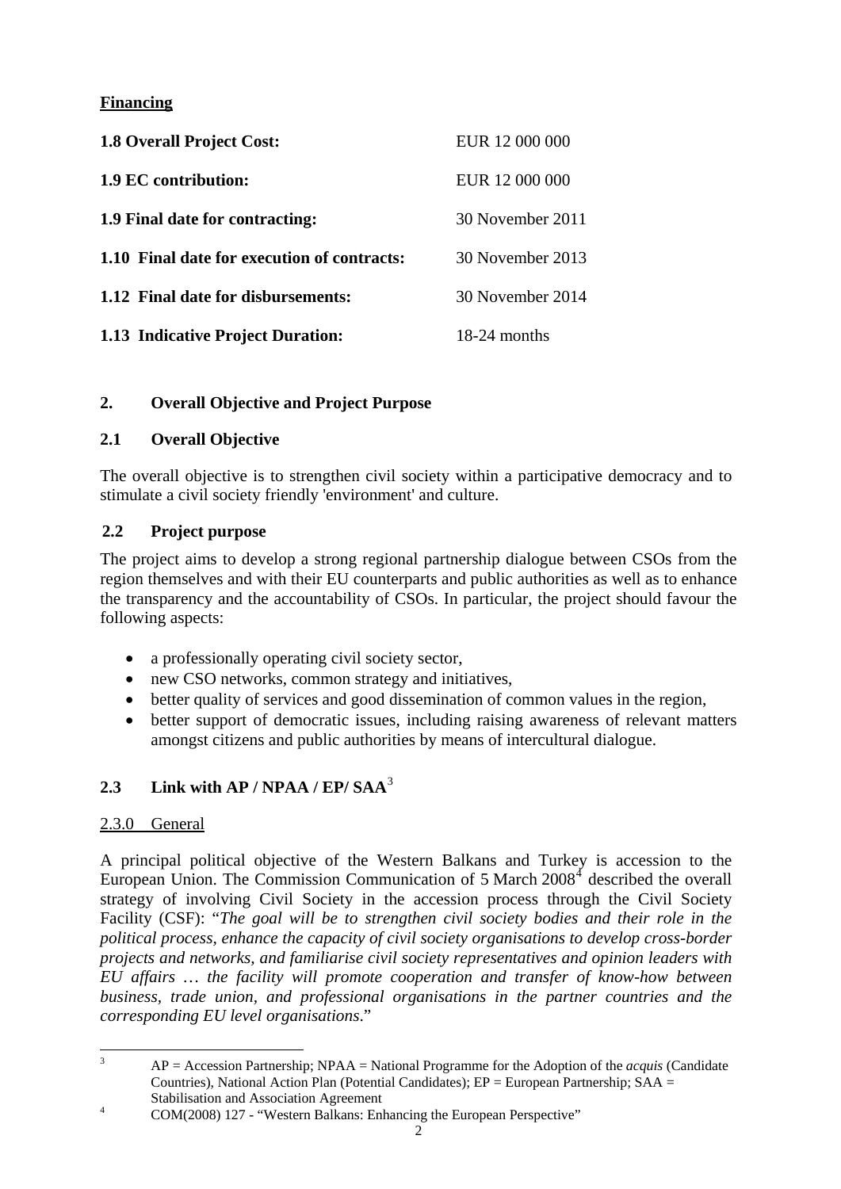**Financing**

| | |
|---|---|
| **1.8 Overall Project Cost:** | EUR 12 000 000 |
| **1.9 EC contribution:** | EUR 12 000 000 |
| **1.9 Final date for contracting:** | 30 November 2011 |
| **1.10 Final date for execution of contracts:** | 30 November 2013 |
| **1.12 Final date for disbursements:** | 30 November 2014 |
| **1.13 Indicative Project Duration:** | 18-24 months |

## 2. Overall Objective and Project Purpose

### 2.1 Overall Objective

The overall objective is to strengthen civil society within a participative democracy and to stimulate a civil society friendly 'environment' and culture.

### 2.2 Project purpose

The project aims to develop a strong regional partnership dialogue between CSOs from the region themselves and with their EU counterparts and public authorities as well as to enhance the transparency and the accountability of CSOs. In particular, the project should favour the following aspects:

- a professionally operating civil society sector,
- new CSO networks, common strategy and initiatives,
- better quality of services and good dissemination of common values in the region,
- better support of democratic issues, including raising awareness of relevant matters amongst citizens and public authorities by means of intercultural dialogue.

### 2.3 Link with AP / NPAA / EP/ SAA[3]

2.3.0 General

A principal political objective of the Western Balkans and Turkey is accession to the European Union. The Commission Communication of 5 March 2008[4] described the overall strategy of involving Civil Society in the accession process through the Civil Society Facility (CSF): "*The goal will be to strengthen civil society bodies and their role in the political process, enhance the capacity of civil society organisations to develop cross-border projects and networks, and familiarise civil society representatives and opinion leaders with EU affairs … the facility will promote cooperation and transfer of know-how between business, trade union, and professional organisations in the partner countries and the corresponding EU level organisations*."

---

[3] AP = Accession Partnership; NPAA = National Programme for the Adoption of the *acquis* (Candidate Countries), National Action Plan (Potential Candidates); EP = European Partnership; SAA = Stabilisation and Association Agreement

[4] COM(2008) 127 - "Western Balkans: Enhancing the European Perspective"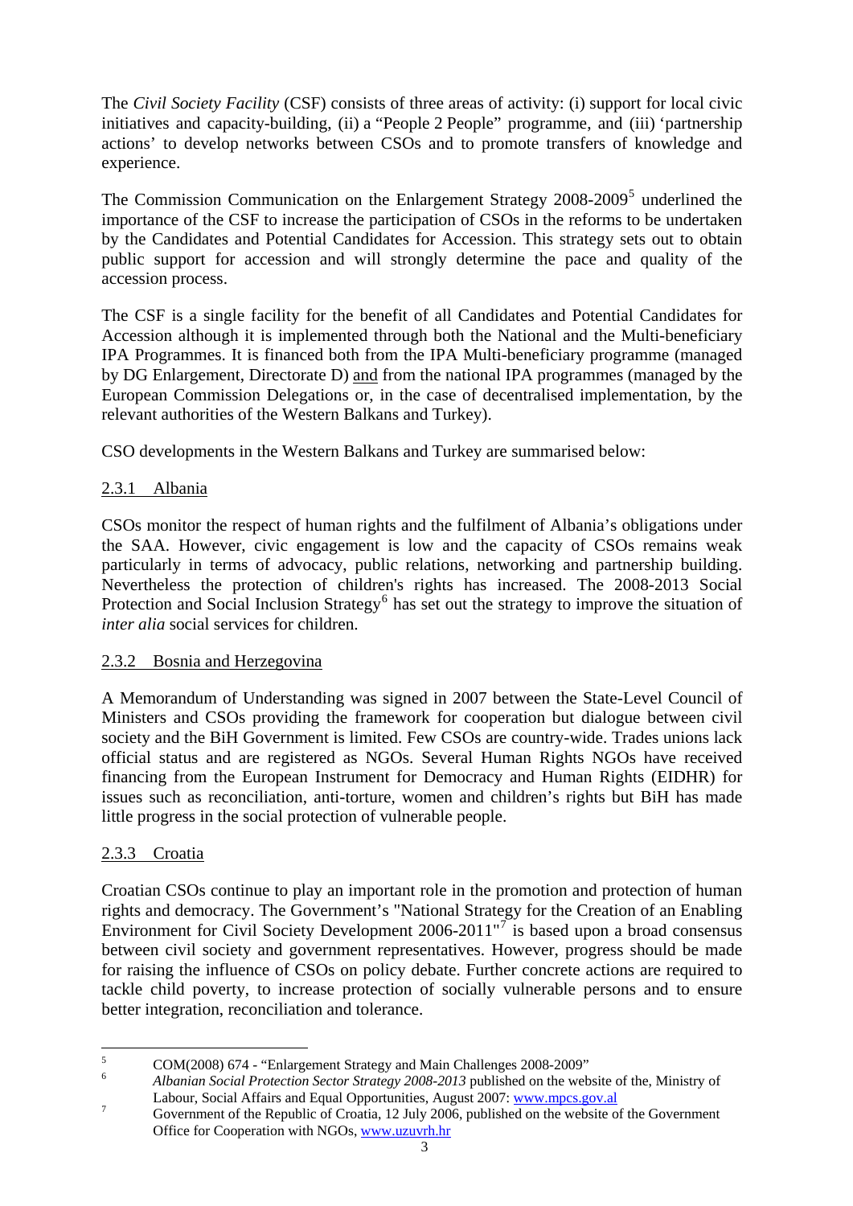The *Civil Society Facility* (CSF) consists of three areas of activity: (i) support for local civic initiatives and capacity-building, (ii) a "People 2 People" programme, and (iii) 'partnership actions' to develop networks between CSOs and to promote transfers of knowledge and experience.

The Commission Communication on the Enlargement Strategy 2008-2009[5] underlined the importance of the CSF to increase the participation of CSOs in the reforms to be undertaken by the Candidates and Potential Candidates for Accession. This strategy sets out to obtain public support for accession and will strongly determine the pace and quality of the accession process.

The CSF is a single facility for the benefit of all Candidates and Potential Candidates for Accession although it is implemented through both the National and the Multi-beneficiary IPA Programmes. It is financed both from the IPA Multi-beneficiary programme (managed by DG Enlargement, Directorate D) and from the national IPA programmes (managed by the European Commission Delegations or, in the case of decentralised implementation, by the relevant authorities of the Western Balkans and Turkey).

CSO developments in the Western Balkans and Turkey are summarised below:

### 2.3.1 Albania

CSOs monitor the respect of human rights and the fulfilment of Albania's obligations under the SAA. However, civic engagement is low and the capacity of CSOs remains weak particularly in terms of advocacy, public relations, networking and partnership building. Nevertheless the protection of children's rights has increased. The 2008-2013 Social Protection and Social Inclusion Strategy[6] has set out the strategy to improve the situation of *inter alia* social services for children.

### 2.3.2 Bosnia and Herzegovina

A Memorandum of Understanding was signed in 2007 between the State-Level Council of Ministers and CSOs providing the framework for cooperation but dialogue between civil society and the BiH Government is limited. Few CSOs are country-wide. Trades unions lack official status and are registered as NGOs. Several Human Rights NGOs have received financing from the European Instrument for Democracy and Human Rights (EIDHR) for issues such as reconciliation, anti-torture, women and children's rights but BiH has made little progress in the social protection of vulnerable people.

### 2.3.3 Croatia

Croatian CSOs continue to play an important role in the promotion and protection of human rights and democracy. The Government's "National Strategy for the Creation of an Enabling Environment for Civil Society Development 2006-2011"[7] is based upon a broad consensus between civil society and government representatives. However, progress should be made for raising the influence of CSOs on policy debate. Further concrete actions are required to tackle child poverty, to increase protection of socially vulnerable persons and to ensure better integration, reconciliation and tolerance.

---

[5] COM(2008) 674 - "Enlargement Strategy and Main Challenges 2008-2009"

[6] *Albanian Social Protection Sector Strategy 2008-2013* published on the website of the, Ministry of Labour, Social Affairs and Equal Opportunities, August 2007: www.mpcs.gov.al

[7] Government of the Republic of Croatia, 12 July 2006, published on the website of the Government Office for Cooperation with NGOs, www.uzuvrh.hr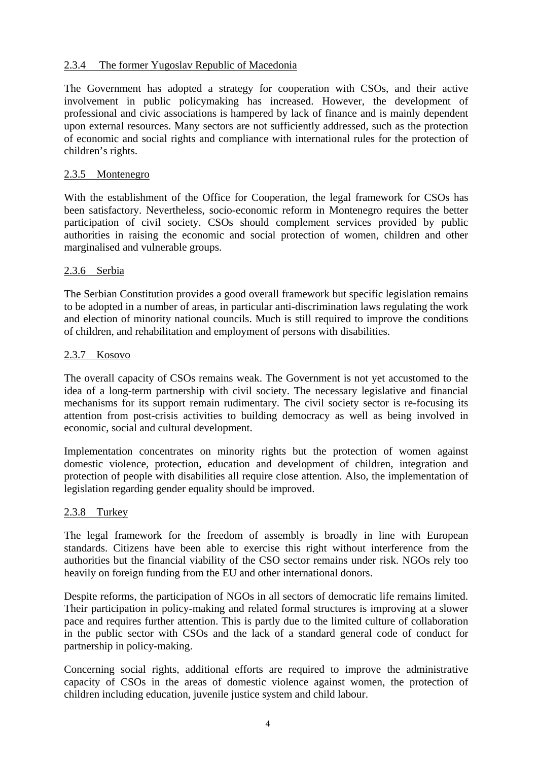### 2.3.4 The former Yugoslav Republic of Macedonia

The Government has adopted a strategy for cooperation with CSOs, and their active involvement in public policymaking has increased. However, the development of professional and civic associations is hampered by lack of finance and is mainly dependent upon external resources. Many sectors are not sufficiently addressed, such as the protection of economic and social rights and compliance with international rules for the protection of children's rights.

### 2.3.5 Montenegro

With the establishment of the Office for Cooperation, the legal framework for CSOs has been satisfactory. Nevertheless, socio-economic reform in Montenegro requires the better participation of civil society. CSOs should complement services provided by public authorities in raising the economic and social protection of women, children and other marginalised and vulnerable groups.

### 2.3.6 Serbia

The Serbian Constitution provides a good overall framework but specific legislation remains to be adopted in a number of areas, in particular anti-discrimination laws regulating the work and election of minority national councils. Much is still required to improve the conditions of children, and rehabilitation and employment of persons with disabilities.

### 2.3.7 Kosovo

The overall capacity of CSOs remains weak. The Government is not yet accustomed to the idea of a long-term partnership with civil society. The necessary legislative and financial mechanisms for its support remain rudimentary. The civil society sector is re-focusing its attention from post-crisis activities to building democracy as well as being involved in economic, social and cultural development.

Implementation concentrates on minority rights but the protection of women against domestic violence, protection, education and development of children, integration and protection of people with disabilities all require close attention. Also, the implementation of legislation regarding gender equality should be improved.

### 2.3.8 Turkey

The legal framework for the freedom of assembly is broadly in line with European standards. Citizens have been able to exercise this right without interference from the authorities but the financial viability of the CSO sector remains under risk. NGOs rely too heavily on foreign funding from the EU and other international donors.

Despite reforms, the participation of NGOs in all sectors of democratic life remains limited. Their participation in policy-making and related formal structures is improving at a slower pace and requires further attention. This is partly due to the limited culture of collaboration in the public sector with CSOs and the lack of a standard general code of conduct for partnership in policy-making.

Concerning social rights, additional efforts are required to improve the administrative capacity of CSOs in the areas of domestic violence against women, the protection of children including education, juvenile justice system and child labour.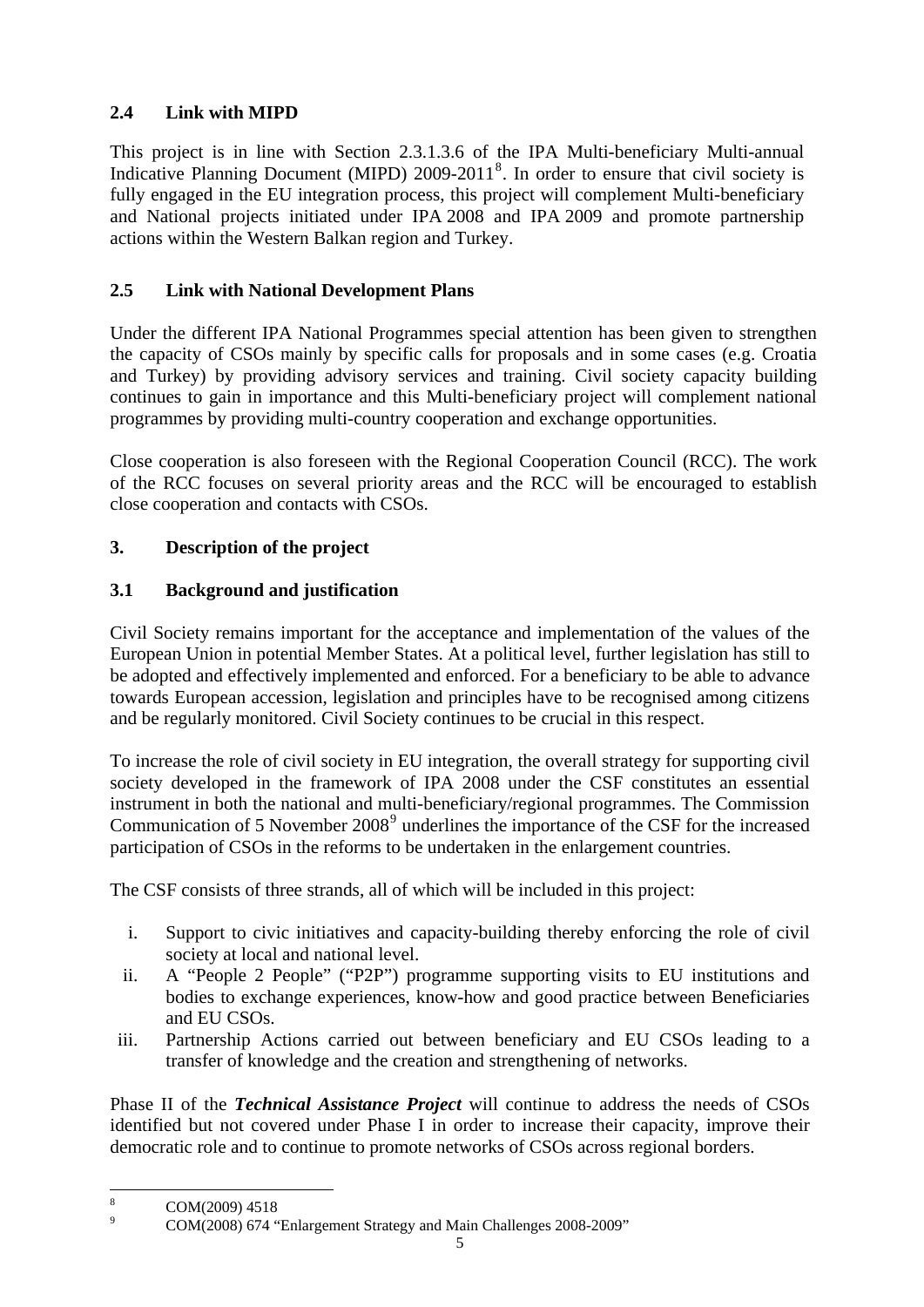## 2.4 Link with MIPD

This project is in line with Section 2.3.1.3.6 of the IPA Multi-beneficiary Multi-annual Indicative Planning Document (MIPD) 2009-2011[8]. In order to ensure that civil society is fully engaged in the EU integration process, this project will complement Multi-beneficiary and National projects initiated under IPA 2008 and IPA 2009 and promote partnership actions within the Western Balkan region and Turkey.

## 2.5 Link with National Development Plans

Under the different IPA National Programmes special attention has been given to strengthen the capacity of CSOs mainly by specific calls for proposals and in some cases (e.g. Croatia and Turkey) by providing advisory services and training. Civil society capacity building continues to gain in importance and this Multi-beneficiary project will complement national programmes by providing multi-country cooperation and exchange opportunities.

Close cooperation is also foreseen with the Regional Cooperation Council (RCC). The work of the RCC focuses on several priority areas and the RCC will be encouraged to establish close cooperation and contacts with CSOs.

# 3. Description of the project

## 3.1 Background and justification

Civil Society remains important for the acceptance and implementation of the values of the European Union in potential Member States. At a political level, further legislation has still to be adopted and effectively implemented and enforced. For a beneficiary to be able to advance towards European accession, legislation and principles have to be recognised among citizens and be regularly monitored. Civil Society continues to be crucial in this respect.

To increase the role of civil society in EU integration, the overall strategy for supporting civil society developed in the framework of IPA 2008 under the CSF constitutes an essential instrument in both the national and multi-beneficiary/regional programmes. The Commission Communication of 5 November 2008[9] underlines the importance of the CSF for the increased participation of CSOs in the reforms to be undertaken in the enlargement countries.

The CSF consists of three strands, all of which will be included in this project:

i. Support to civic initiatives and capacity-building thereby enforcing the role of civil society at local and national level.
ii. A "People 2 People" ("P2P") programme supporting visits to EU institutions and bodies to exchange experiences, know-how and good practice between Beneficiaries and EU CSOs.
iii. Partnership Actions carried out between beneficiary and EU CSOs leading to a transfer of knowledge and the creation and strengthening of networks.

Phase II of the ***Technical Assistance Project*** will continue to address the needs of CSOs identified but not covered under Phase I in order to increase their capacity, improve their democratic role and to continue to promote networks of CSOs across regional borders.

---

[8] COM(2009) 4518

[9] COM(2008) 674 "Enlargement Strategy and Main Challenges 2008-2009"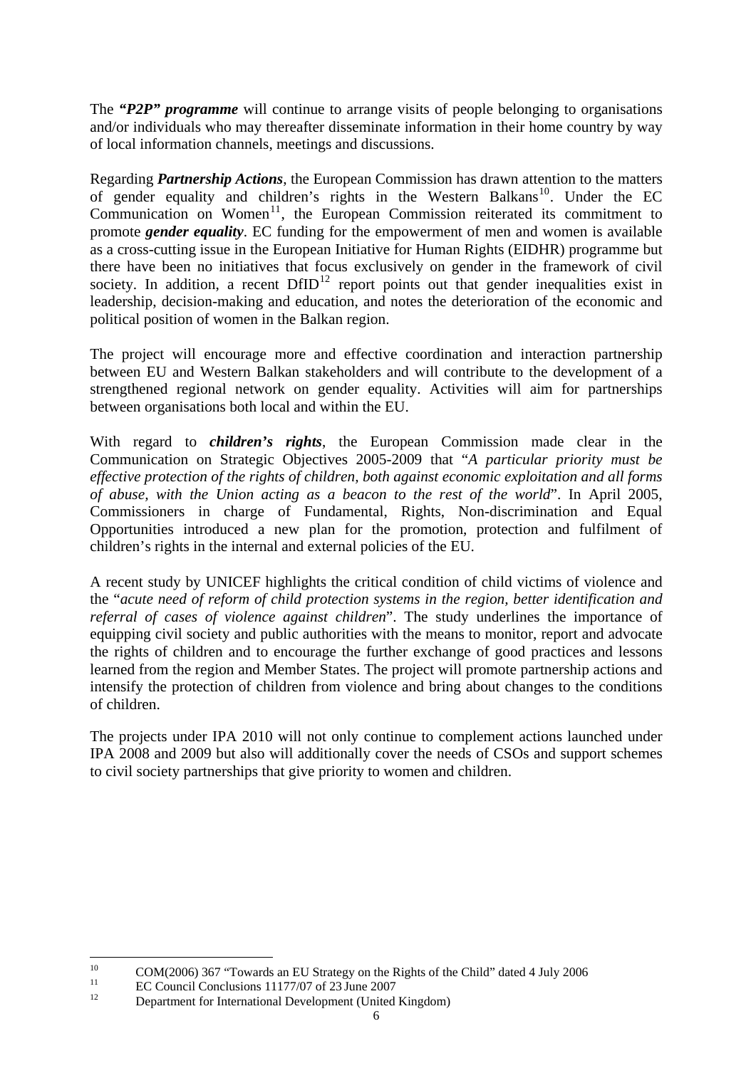The ***"P2P" programme*** will continue to arrange visits of people belonging to organisations and/or individuals who may thereafter disseminate information in their home country by way of local information channels, meetings and discussions.

Regarding ***Partnership Actions***, the European Commission has drawn attention to the matters of gender equality and children's rights in the Western Balkans[10]. Under the EC Communication on Women[11], the European Commission reiterated its commitment to promote ***gender equality***. EC funding for the empowerment of men and women is available as a cross-cutting issue in the European Initiative for Human Rights (EIDHR) programme but there have been no initiatives that focus exclusively on gender in the framework of civil society. In addition, a recent DfID[12] report points out that gender inequalities exist in leadership, decision-making and education, and notes the deterioration of the economic and political position of women in the Balkan region.

The project will encourage more and effective coordination and interaction partnership between EU and Western Balkan stakeholders and will contribute to the development of a strengthened regional network on gender equality. Activities will aim for partnerships between organisations both local and within the EU.

With regard to ***children's rights***, the European Commission made clear in the Communication on Strategic Objectives 2005-2009 that "*A particular priority must be effective protection of the rights of children, both against economic exploitation and all forms of abuse, with the Union acting as a beacon to the rest of the world*". In April 2005, Commissioners in charge of Fundamental, Rights, Non-discrimination and Equal Opportunities introduced a new plan for the promotion, protection and fulfilment of children's rights in the internal and external policies of the EU.

A recent study by UNICEF highlights the critical condition of child victims of violence and the "*acute need of reform of child protection systems in the region, better identification and referral of cases of violence against children*". The study underlines the importance of equipping civil society and public authorities with the means to monitor, report and advocate the rights of children and to encourage the further exchange of good practices and lessons learned from the region and Member States. The project will promote partnership actions and intensify the protection of children from violence and bring about changes to the conditions of children.

The projects under IPA 2010 will not only continue to complement actions launched under IPA 2008 and 2009 but also will additionally cover the needs of CSOs and support schemes to civil society partnerships that give priority to women and children.

---

[10] COM(2006) 367 "Towards an EU Strategy on the Rights of the Child" dated 4 July 2006

[11] EC Council Conclusions 11177/07 of 23 June 2007

[12] Department for International Development (United Kingdom)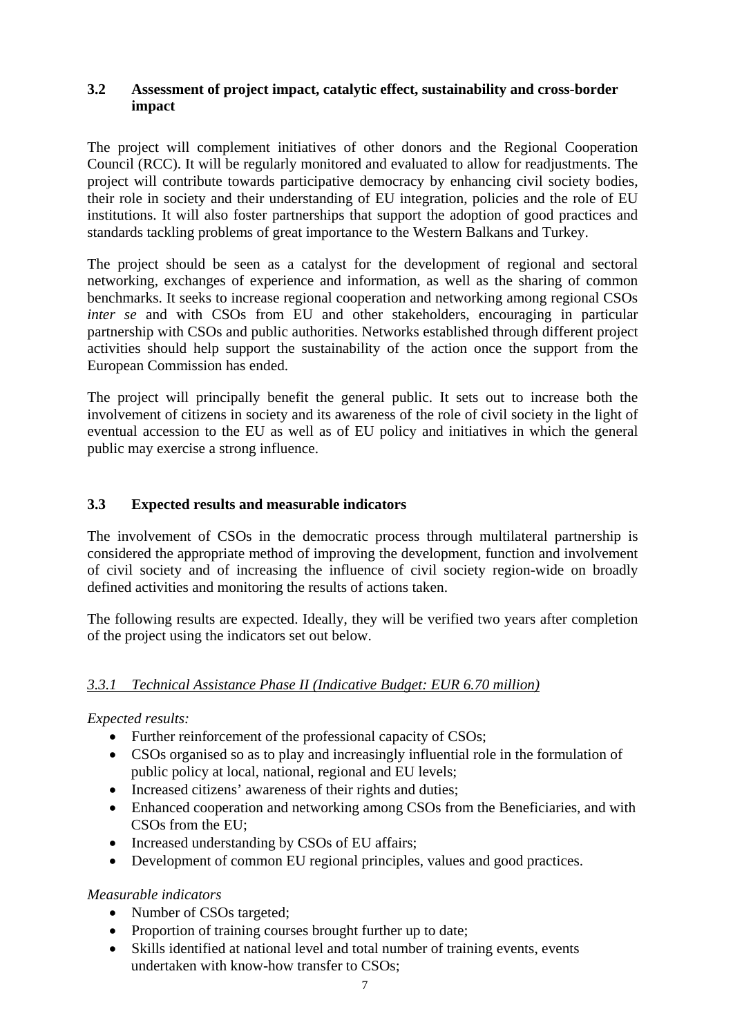### 3.2 Assessment of project impact, catalytic effect, sustainability and cross-border impact

The project will complement initiatives of other donors and the Regional Cooperation Council (RCC). It will be regularly monitored and evaluated to allow for readjustments. The project will contribute towards participative democracy by enhancing civil society bodies, their role in society and their understanding of EU integration, policies and the role of EU institutions. It will also foster partnerships that support the adoption of good practices and standards tackling problems of great importance to the Western Balkans and Turkey.

The project should be seen as a catalyst for the development of regional and sectoral networking, exchanges of experience and information, as well as the sharing of common benchmarks. It seeks to increase regional cooperation and networking among regional CSOs *inter se* and with CSOs from EU and other stakeholders, encouraging in particular partnership with CSOs and public authorities. Networks established through different project activities should help support the sustainability of the action once the support from the European Commission has ended.

The project will principally benefit the general public. It sets out to increase both the involvement of citizens in society and its awareness of the role of civil society in the light of eventual accession to the EU as well as of EU policy and initiatives in which the general public may exercise a strong influence.

### 3.3 Expected results and measurable indicators

The involvement of CSOs in the democratic process through multilateral partnership is considered the appropriate method of improving the development, function and involvement of civil society and of increasing the influence of civil society region-wide on broadly defined activities and monitoring the results of actions taken.

The following results are expected. Ideally, they will be verified two years after completion of the project using the indicators set out below.

#### *3.3.1 Technical Assistance Phase II (Indicative Budget: EUR 6.70 million)*

*Expected results:*

- Further reinforcement of the professional capacity of CSOs;
- CSOs organised so as to play and increasingly influential role in the formulation of public policy at local, national, regional and EU levels;
- Increased citizens' awareness of their rights and duties;
- Enhanced cooperation and networking among CSOs from the Beneficiaries, and with CSOs from the EU;
- Increased understanding by CSOs of EU affairs;
- Development of common EU regional principles, values and good practices.

*Measurable indicators*

- Number of CSOs targeted;
- Proportion of training courses brought further up to date;
- Skills identified at national level and total number of training events, events undertaken with know-how transfer to CSOs;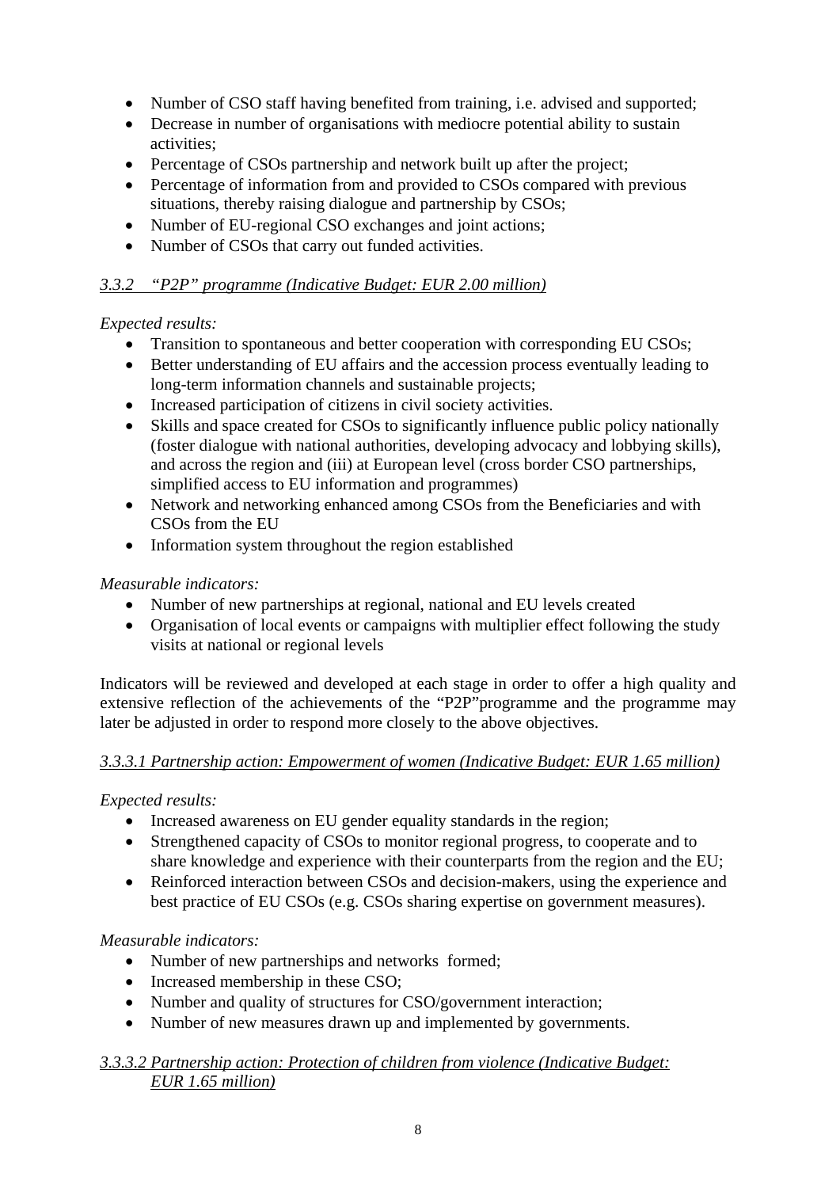- Number of CSO staff having benefited from training, i.e. advised and supported;
- Decrease in number of organisations with mediocre potential ability to sustain activities;
- Percentage of CSOs partnership and network built up after the project;
- Percentage of information from and provided to CSOs compared with previous situations, thereby raising dialogue and partnership by CSOs;
- Number of EU-regional CSO exchanges and joint actions;
- Number of CSOs that carry out funded activities.

#### *3.3.2 "P2P" programme (Indicative Budget: EUR 2.00 million)*

*Expected results:*

- Transition to spontaneous and better cooperation with corresponding EU CSOs;
- Better understanding of EU affairs and the accession process eventually leading to long-term information channels and sustainable projects;
- Increased participation of citizens in civil society activities.
- Skills and space created for CSOs to significantly influence public policy nationally (foster dialogue with national authorities, developing advocacy and lobbying skills), and across the region and (iii) at European level (cross border CSO partnerships, simplified access to EU information and programmes)
- Network and networking enhanced among CSOs from the Beneficiaries and with CSOs from the EU
- Information system throughout the region established

*Measurable indicators:*

- Number of new partnerships at regional, national and EU levels created
- Organisation of local events or campaigns with multiplier effect following the study visits at national or regional levels

Indicators will be reviewed and developed at each stage in order to offer a high quality and extensive reflection of the achievements of the "P2P"programme and the programme may later be adjusted in order to respond more closely to the above objectives.

#### *3.3.3.1 Partnership action: Empowerment of women (Indicative Budget: EUR 1.65 million)*

*Expected results:*

- Increased awareness on EU gender equality standards in the region;
- Strengthened capacity of CSOs to monitor regional progress, to cooperate and to share knowledge and experience with their counterparts from the region and the EU;
- Reinforced interaction between CSOs and decision-makers, using the experience and best practice of EU CSOs (e.g. CSOs sharing expertise on government measures).

*Measurable indicators:*

- Number of new partnerships and networks formed;
- Increased membership in these CSO;
- Number and quality of structures for CSO/government interaction;
- Number of new measures drawn up and implemented by governments.

#### *3.3.3.2 Partnership action: Protection of children from violence (Indicative Budget: EUR 1.65 million)*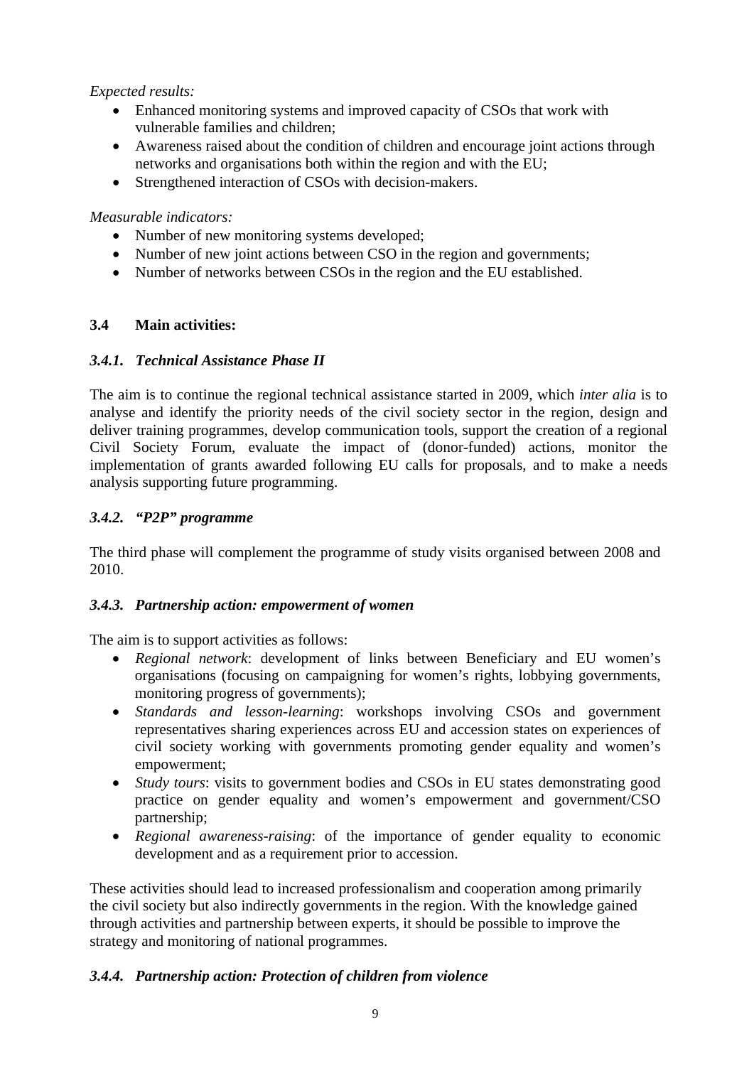*Expected results:*

- Enhanced monitoring systems and improved capacity of CSOs that work with vulnerable families and children;
- Awareness raised about the condition of children and encourage joint actions through networks and organisations both within the region and with the EU;
- Strengthened interaction of CSOs with decision-makers.

*Measurable indicators:*

- Number of new monitoring systems developed;
- Number of new joint actions between CSO in the region and governments;
- Number of networks between CSOs in the region and the EU established.

### 3.4 Main activities:

#### *3.4.1. Technical Assistance Phase II*

The aim is to continue the regional technical assistance started in 2009, which *inter alia* is to analyse and identify the priority needs of the civil society sector in the region, design and deliver training programmes, develop communication tools, support the creation of a regional Civil Society Forum, evaluate the impact of (donor-funded) actions, monitor the implementation of grants awarded following EU calls for proposals, and to make a needs analysis supporting future programming.

#### *3.4.2. "P2P" programme*

The third phase will complement the programme of study visits organised between 2008 and 2010.

#### *3.4.3. Partnership action: empowerment of women*

The aim is to support activities as follows:

- *Regional network*: development of links between Beneficiary and EU women's organisations (focusing on campaigning for women's rights, lobbying governments, monitoring progress of governments);
- *Standards and lesson-learning*: workshops involving CSOs and government representatives sharing experiences across EU and accession states on experiences of civil society working with governments promoting gender equality and women's empowerment;
- *Study tours*: visits to government bodies and CSOs in EU states demonstrating good practice on gender equality and women's empowerment and government/CSO partnership;
- *Regional awareness-raising*: of the importance of gender equality to economic development and as a requirement prior to accession.

These activities should lead to increased professionalism and cooperation among primarily the civil society but also indirectly governments in the region. With the knowledge gained through activities and partnership between experts, it should be possible to improve the strategy and monitoring of national programmes.

#### *3.4.4. Partnership action: Protection of children from violence*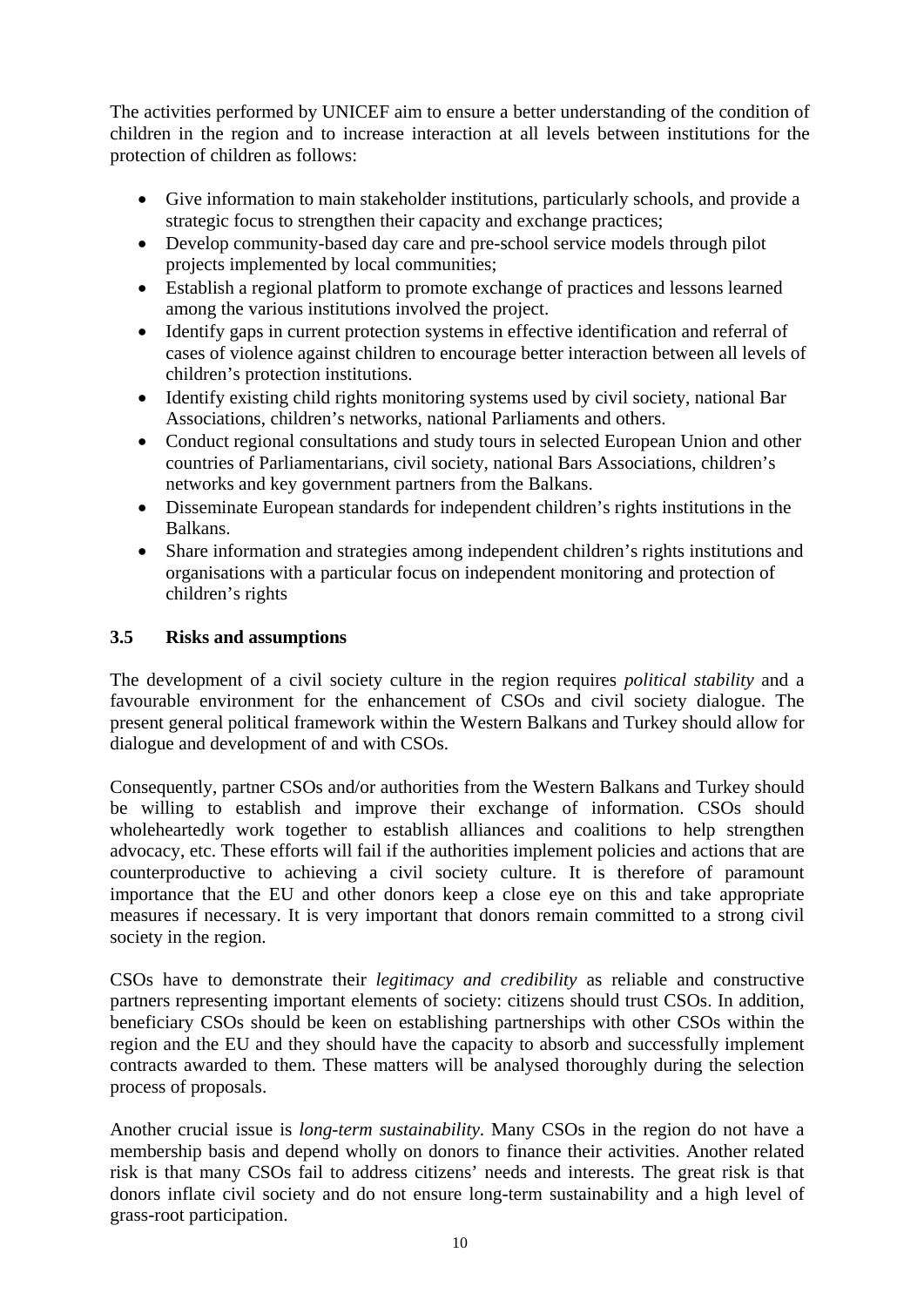The activities performed by UNICEF aim to ensure a better understanding of the condition of children in the region and to increase interaction at all levels between institutions for the protection of children as follows:

- Give information to main stakeholder institutions, particularly schools, and provide a strategic focus to strengthen their capacity and exchange practices;
- Develop community-based day care and pre-school service models through pilot projects implemented by local communities;
- Establish a regional platform to promote exchange of practices and lessons learned among the various institutions involved the project.
- Identify gaps in current protection systems in effective identification and referral of cases of violence against children to encourage better interaction between all levels of children's protection institutions.
- Identify existing child rights monitoring systems used by civil society, national Bar Associations, children's networks, national Parliaments and others.
- Conduct regional consultations and study tours in selected European Union and other countries of Parliamentarians, civil society, national Bars Associations, children's networks and key government partners from the Balkans.
- Disseminate European standards for independent children's rights institutions in the Balkans.
- Share information and strategies among independent children's rights institutions and organisations with a particular focus on independent monitoring and protection of children's rights

### 3.5 Risks and assumptions

The development of a civil society culture in the region requires *political stability* and a favourable environment for the enhancement of CSOs and civil society dialogue. The present general political framework within the Western Balkans and Turkey should allow for dialogue and development of and with CSOs.

Consequently, partner CSOs and/or authorities from the Western Balkans and Turkey should be willing to establish and improve their exchange of information. CSOs should wholeheartedly work together to establish alliances and coalitions to help strengthen advocacy, etc. These efforts will fail if the authorities implement policies and actions that are counterproductive to achieving a civil society culture. It is therefore of paramount importance that the EU and other donors keep a close eye on this and take appropriate measures if necessary. It is very important that donors remain committed to a strong civil society in the region.

CSOs have to demonstrate their *legitimacy and credibility* as reliable and constructive partners representing important elements of society: citizens should trust CSOs. In addition, beneficiary CSOs should be keen on establishing partnerships with other CSOs within the region and the EU and they should have the capacity to absorb and successfully implement contracts awarded to them. These matters will be analysed thoroughly during the selection process of proposals.

Another crucial issue is *long-term sustainability*. Many CSOs in the region do not have a membership basis and depend wholly on donors to finance their activities. Another related risk is that many CSOs fail to address citizens' needs and interests. The great risk is that donors inflate civil society and do not ensure long-term sustainability and a high level of grass-root participation.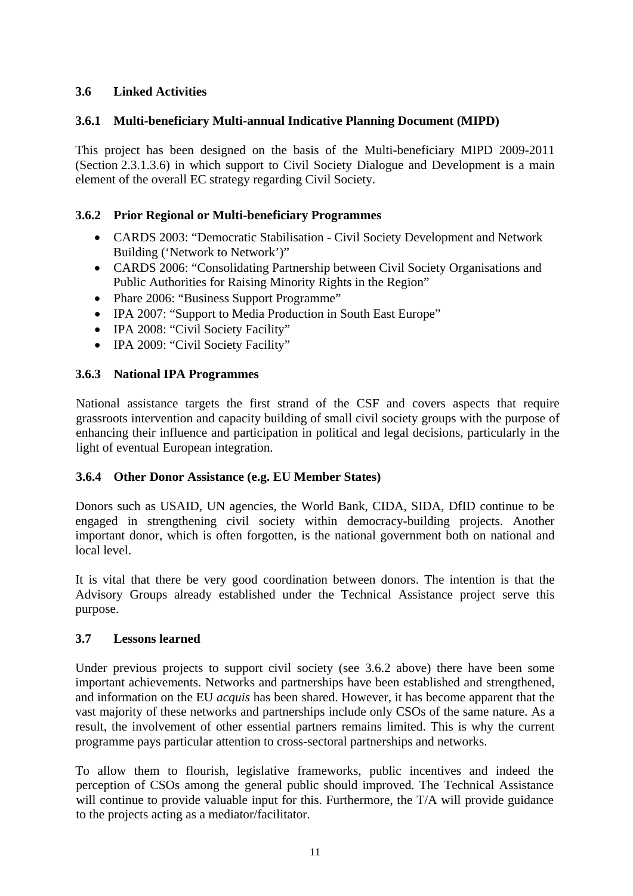### 3.6 Linked Activities

#### 3.6.1 Multi-beneficiary Multi-annual Indicative Planning Document (MIPD)

This project has been designed on the basis of the Multi-beneficiary MIPD 2009-2011 (Section 2.3.1.3.6) in which support to Civil Society Dialogue and Development is a main element of the overall EC strategy regarding Civil Society.

#### 3.6.2 Prior Regional or Multi-beneficiary Programmes

- CARDS 2003: "Democratic Stabilisation - Civil Society Development and Network Building ('Network to Network')"
- CARDS 2006: "Consolidating Partnership between Civil Society Organisations and Public Authorities for Raising Minority Rights in the Region"
- Phare 2006: "Business Support Programme"
- IPA 2007: "Support to Media Production in South East Europe"
- IPA 2008: "Civil Society Facility"
- IPA 2009: "Civil Society Facility"

#### 3.6.3 National IPA Programmes

National assistance targets the first strand of the CSF and covers aspects that require grassroots intervention and capacity building of small civil society groups with the purpose of enhancing their influence and participation in political and legal decisions, particularly in the light of eventual European integration.

#### 3.6.4 Other Donor Assistance (e.g. EU Member States)

Donors such as USAID, UN agencies, the World Bank, CIDA, SIDA, DfID continue to be engaged in strengthening civil society within democracy-building projects. Another important donor, which is often forgotten, is the national government both on national and local level.

It is vital that there be very good coordination between donors. The intention is that the Advisory Groups already established under the Technical Assistance project serve this purpose.

### 3.7 Lessons learned

Under previous projects to support civil society (see 3.6.2 above) there have been some important achievements. Networks and partnerships have been established and strengthened, and information on the EU *acquis* has been shared. However, it has become apparent that the vast majority of these networks and partnerships include only CSOs of the same nature. As a result, the involvement of other essential partners remains limited. This is why the current programme pays particular attention to cross-sectoral partnerships and networks.

To allow them to flourish, legislative frameworks, public incentives and indeed the perception of CSOs among the general public should improved. The Technical Assistance will continue to provide valuable input for this. Furthermore, the T/A will provide guidance to the projects acting as a mediator/facilitator.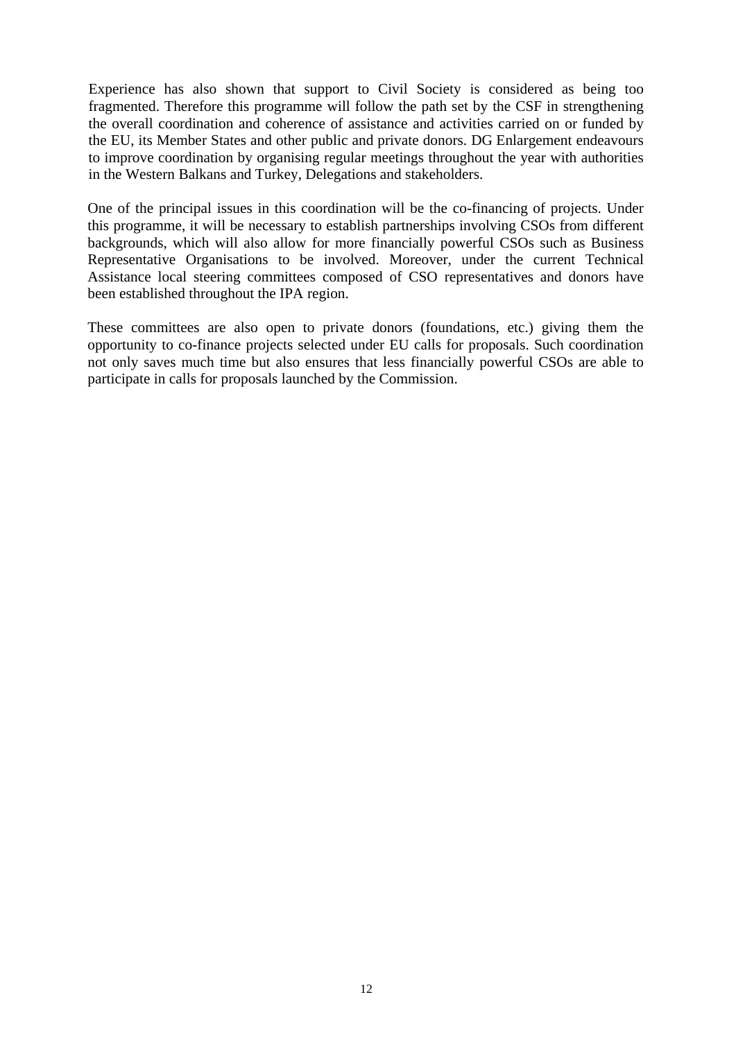Experience has also shown that support to Civil Society is considered as being too fragmented. Therefore this programme will follow the path set by the CSF in strengthening the overall coordination and coherence of assistance and activities carried on or funded by the EU, its Member States and other public and private donors. DG Enlargement endeavours to improve coordination by organising regular meetings throughout the year with authorities in the Western Balkans and Turkey, Delegations and stakeholders.

One of the principal issues in this coordination will be the co-financing of projects. Under this programme, it will be necessary to establish partnerships involving CSOs from different backgrounds, which will also allow for more financially powerful CSOs such as Business Representative Organisations to be involved. Moreover, under the current Technical Assistance local steering committees composed of CSO representatives and donors have been established throughout the IPA region.

These committees are also open to private donors (foundations, etc.) giving them the opportunity to co-finance projects selected under EU calls for proposals. Such coordination not only saves much time but also ensures that less financially powerful CSOs are able to participate in calls for proposals launched by the Commission.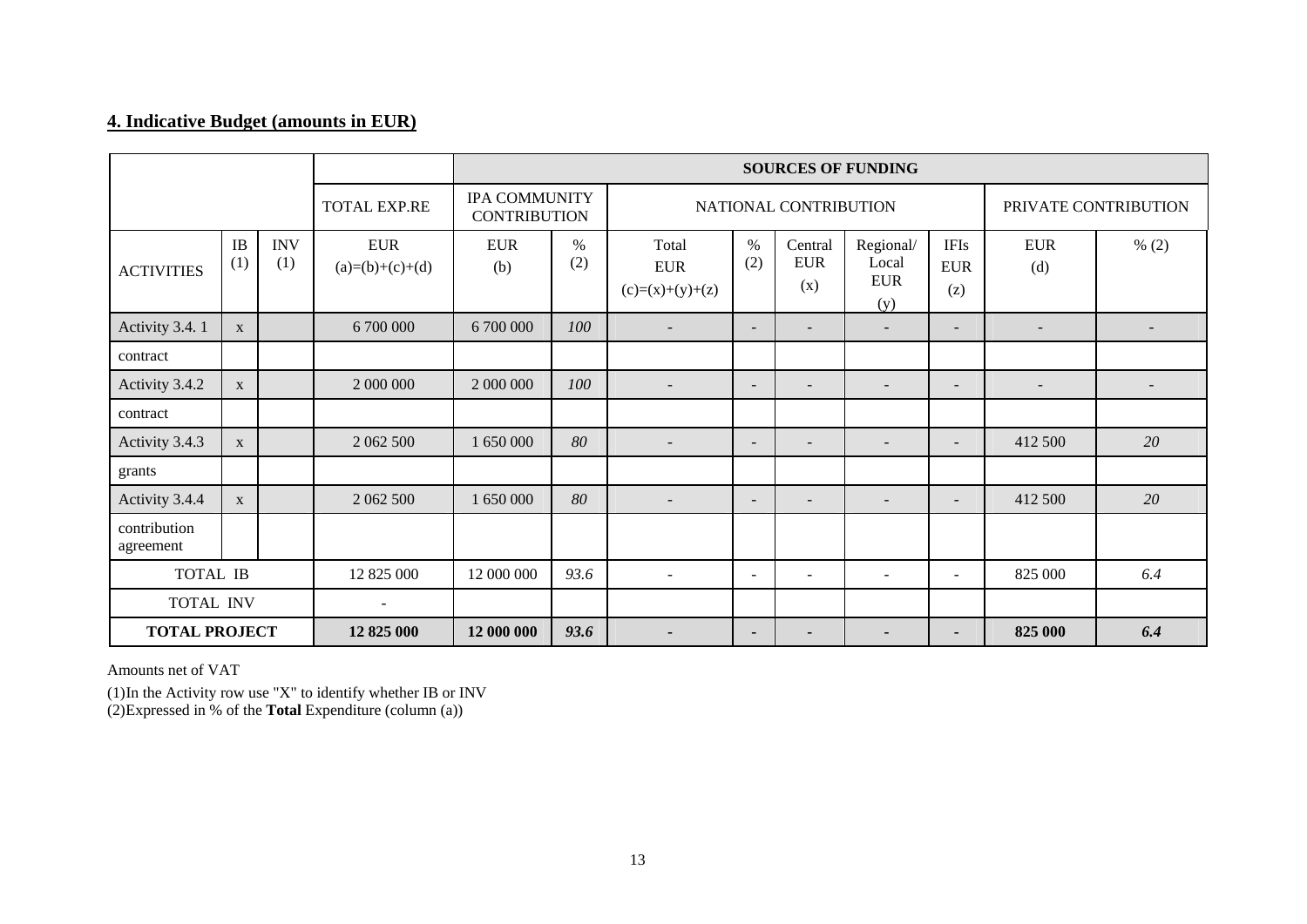## 4. Indicative Budget (amounts in EUR)

| | | | | SOURCES OF FUNDING | | | | | | | | |
|---|---|---|---|---|---|---|---|---|---|---|---|---|
| | | | TOTAL EXP.RE | IPA COMMUNITY CONTRIBUTION | | NATIONAL CONTRIBUTION | | | | | PRIVATE CONTRIBUTION | |
| ACTIVITIES | IB (1) | INV (1) | EUR (a)=(b)+(c)+(d) | EUR (b) | % (2) | Total EUR (c)=(x)+(y)+(z) | % (2) | Central EUR (x) | Regional/ Local EUR (y) | IFIs EUR (z) | EUR (d) | % (2) |
| Activity 3.4. 1 | x | | 6 700 000 | 6 700 000 | *100* | - | - | - | - | - | - | - |
| contract | | | | | | | | | | | | |
| Activity 3.4.2 | x | | 2 000 000 | 2 000 000 | *100* | - | - | - | - | - | - | - |
| contract | | | | | | | | | | | | |
| Activity 3.4.3 | x | | 2 062 500 | 1 650 000 | *80* | - | - | - | - | - | 412 500 | *20* |
| grants | | | | | | | | | | | | |
| Activity 3.4.4 | x | | 2 062 500 | 1 650 000 | *80* | - | - | - | - | - | 412 500 | *20* |
| contribution agreement | | | | | | | | | | | | |
| TOTAL IB | | | 12 825 000 | 12 000 000 | *93.6* | - | - | - | - | - | 825 000 | *6.4* |
| TOTAL INV | | | - | | | | | | | | | |
| **TOTAL PROJECT** | | | **12 825 000** | **12 000 000** | ***93.6*** | **-** | **-** | **-** | **-** | **-** | **825 000** | ***6.4*** |

Amounts net of VAT

(1)In the Activity row use "X" to identify whether IB or INV

(2)Expressed in % of the **Total** Expenditure (column (a))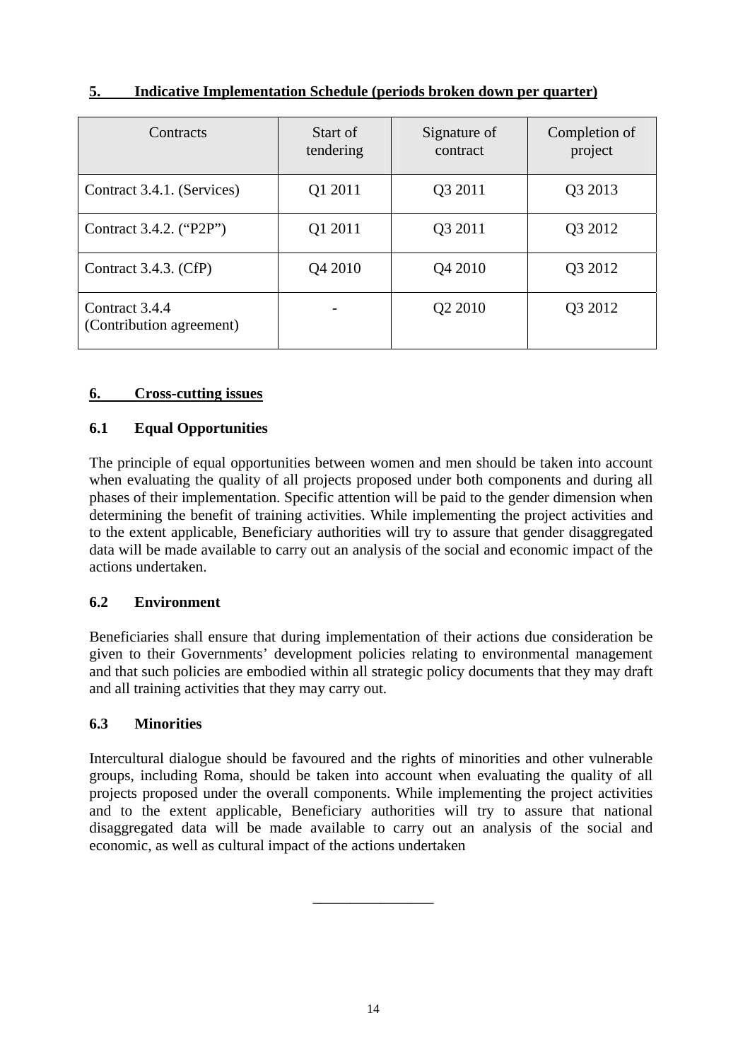## 5. Indicative Implementation Schedule (periods broken down per quarter)

| Contracts | Start of tendering | Signature of contract | Completion of project |
|---|---|---|---|
| Contract 3.4.1. (Services) | Q1 2011 | Q3 2011 | Q3 2013 |
| Contract 3.4.2. ("P2P") | Q1 2011 | Q3 2011 | Q3 2012 |
| Contract 3.4.3. (CfP) | Q4 2010 | Q4 2010 | Q3 2012 |
| Contract 3.4.4 (Contribution agreement) | - | Q2 2010 | Q3 2012 |

## 6. Cross-cutting issues

### 6.1 Equal Opportunities

The principle of equal opportunities between women and men should be taken into account when evaluating the quality of all projects proposed under both components and during all phases of their implementation. Specific attention will be paid to the gender dimension when determining the benefit of training activities. While implementing the project activities and to the extent applicable, Beneficiary authorities will try to assure that gender disaggregated data will be made available to carry out an analysis of the social and economic impact of the actions undertaken.

### 6.2 Environment

Beneficiaries shall ensure that during implementation of their actions due consideration be given to their Governments' development policies relating to environmental management and that such policies are embodied within all strategic policy documents that they may draft and all training activities that they may carry out.

### 6.3 Minorities

Intercultural dialogue should be favoured and the rights of minorities and other vulnerable groups, including Roma, should be taken into account when evaluating the quality of all projects proposed under the overall components. While implementing the project activities and to the extent applicable, Beneficiary authorities will try to assure that national disaggregated data will be made available to carry out an analysis of the social and economic, as well as cultural impact of the actions undertaken

\_\_\_\_\_\_\_\_\_\_\_\_\_\_\_\_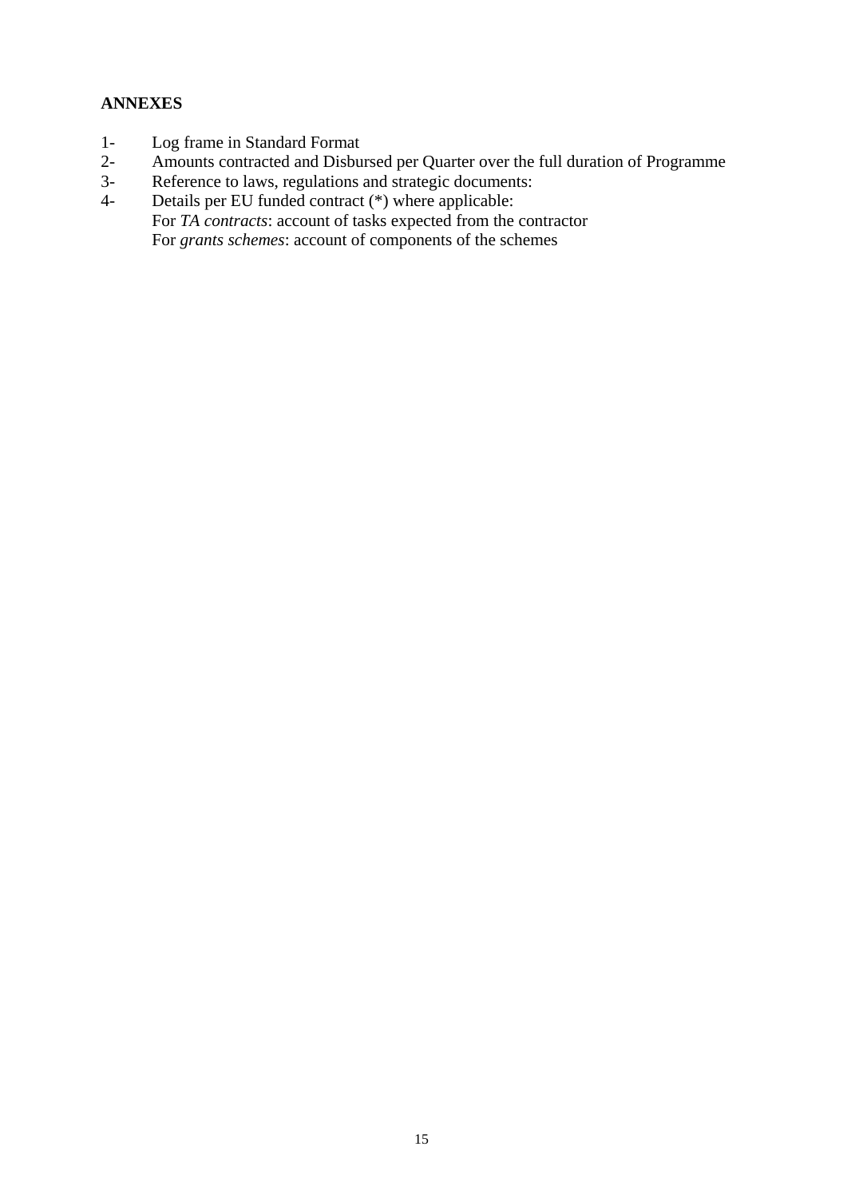**ANNEXES**

1- Log frame in Standard Format
2- Amounts contracted and Disbursed per Quarter over the full duration of Programme
3- Reference to laws, regulations and strategic documents:
4- Details per EU funded contract (*) where applicable:
   For *TA contracts*: account of tasks expected from the contractor
   For *grants schemes*: account of components of the schemes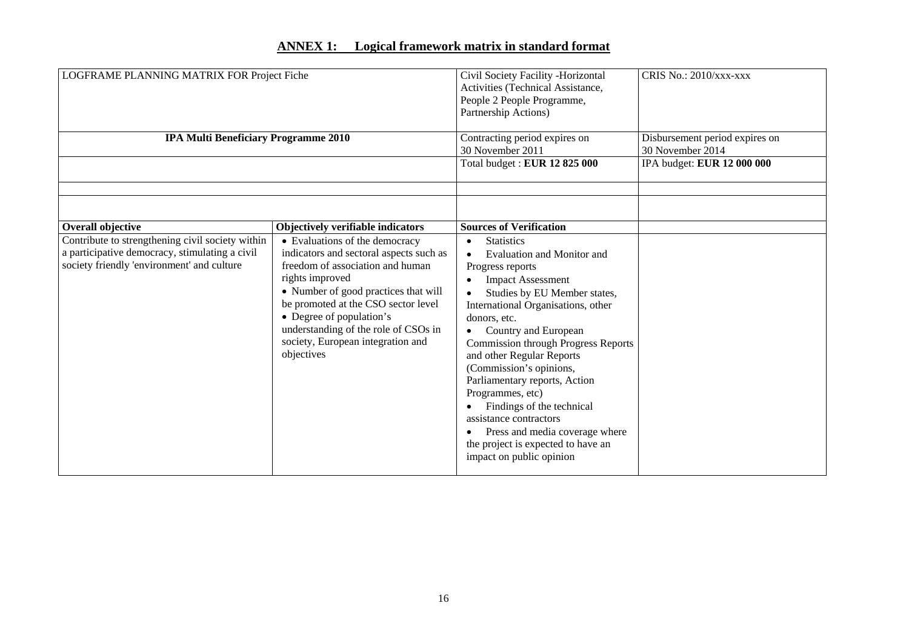## ANNEX 1: Logical framework matrix in standard format

| LOGFRAME PLANNING MATRIX FOR Project Fiche | | Civil Society Facility -Horizontal Activities (Technical Assistance, People 2 People Programme, Partnership Actions) | CRIS No.: 2010/xxx-xxx |
|---|---|---|---|
| **IPA Multi Beneficiary Programme 2010** | | Contracting period expires on 30 November 2011 | Disbursement period expires on 30 November 2014 |
| | | Total budget : **EUR 12 825 000** | IPA budget: **EUR 12 000 000** |
| | | | |
| | | | |
| **Overall objective** | **Objectively verifiable indicators** | **Sources of Verification** | |
| Contribute to strengthening civil society within a participative democracy, stimulating a civil society friendly 'environment' and culture | • Evaluations of the democracy indicators and sectoral aspects such as freedom of association and human rights improved<br>• Number of good practices that will be promoted at the CSO sector level<br>• Degree of population's understanding of the role of CSOs in society, European integration and objectives | • Statistics<br>• Evaluation and Monitor and Progress reports<br>• Impact Assessment<br>• Studies by EU Member states, International Organisations, other donors, etc.<br>• Country and European Commission through Progress Reports and other Regular Reports (Commission's opinions, Parliamentary reports, Action Programmes, etc)<br>• Findings of the technical assistance contractors<br>• Press and media coverage where the project is expected to have an impact on public opinion | |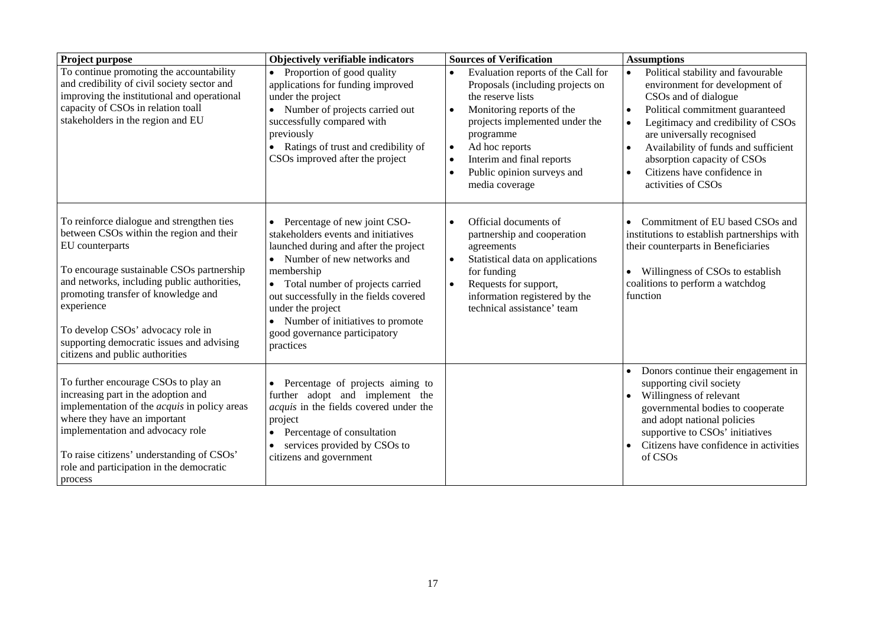| Project purpose | Objectively verifiable indicators | Sources of Verification | Assumptions |
|---|---|---|---|
| To continue promoting the accountability and credibility of civil society sector and improving the institutional and operational capacity of CSOs in relation toall stakeholders in the region and EU | • Proportion of good quality applications for funding improved under the project<br>• Number of projects carried out successfully compared with previously<br>• Ratings of trust and credibility of CSOs improved after the project | • Evaluation reports of the Call for Proposals (including projects on the reserve lists<br>• Monitoring reports of the projects implemented under the programme<br>• Ad hoc reports<br>• Interim and final reports<br>• Public opinion surveys and media coverage | • Political stability and favourable environment for development of CSOs and of dialogue<br>• Political commitment guaranteed<br>• Legitimacy and credibility of CSOs are universally recognised<br>• Availability of funds and sufficient absorption capacity of CSOs<br>• Citizens have confidence in activities of CSOs |
| To reinforce dialogue and strengthen ties between CSOs within the region and their EU counterparts<br><br>To encourage sustainable CSOs partnership and networks, including public authorities, promoting transfer of knowledge and experience<br><br>To develop CSOs' advocacy role in supporting democratic issues and advising citizens and public authorities | • Percentage of new joint CSO-stakeholders events and initiatives launched during and after the project<br>• Number of new networks and membership<br>• Total number of projects carried out successfully in the fields covered under the project<br>• Number of initiatives to promote good governance participatory practices | • Official documents of partnership and cooperation agreements<br>• Statistical data on applications for funding<br>• Requests for support, information registered by the technical assistance' team | • Commitment of EU based CSOs and institutions to establish partnerships with their counterparts in Beneficiaries<br><br>• Willingness of CSOs to establish coalitions to perform a watchdog function |
| To further encourage CSOs to play an increasing part in the adoption and implementation of the *acquis* in policy areas where they have an important implementation and advocacy role<br><br>To raise citizens' understanding of CSOs' role and participation in the democratic process | • Percentage of projects aiming to further adopt and implement the *acquis* in the fields covered under the project<br>• Percentage of consultation<br>• services provided by CSOs to citizens and government | | • Donors continue their engagement in supporting civil society<br>• Willingness of relevant governmental bodies to cooperate and adopt national policies supportive to CSOs' initiatives<br>• Citizens have confidence in activities of CSOs |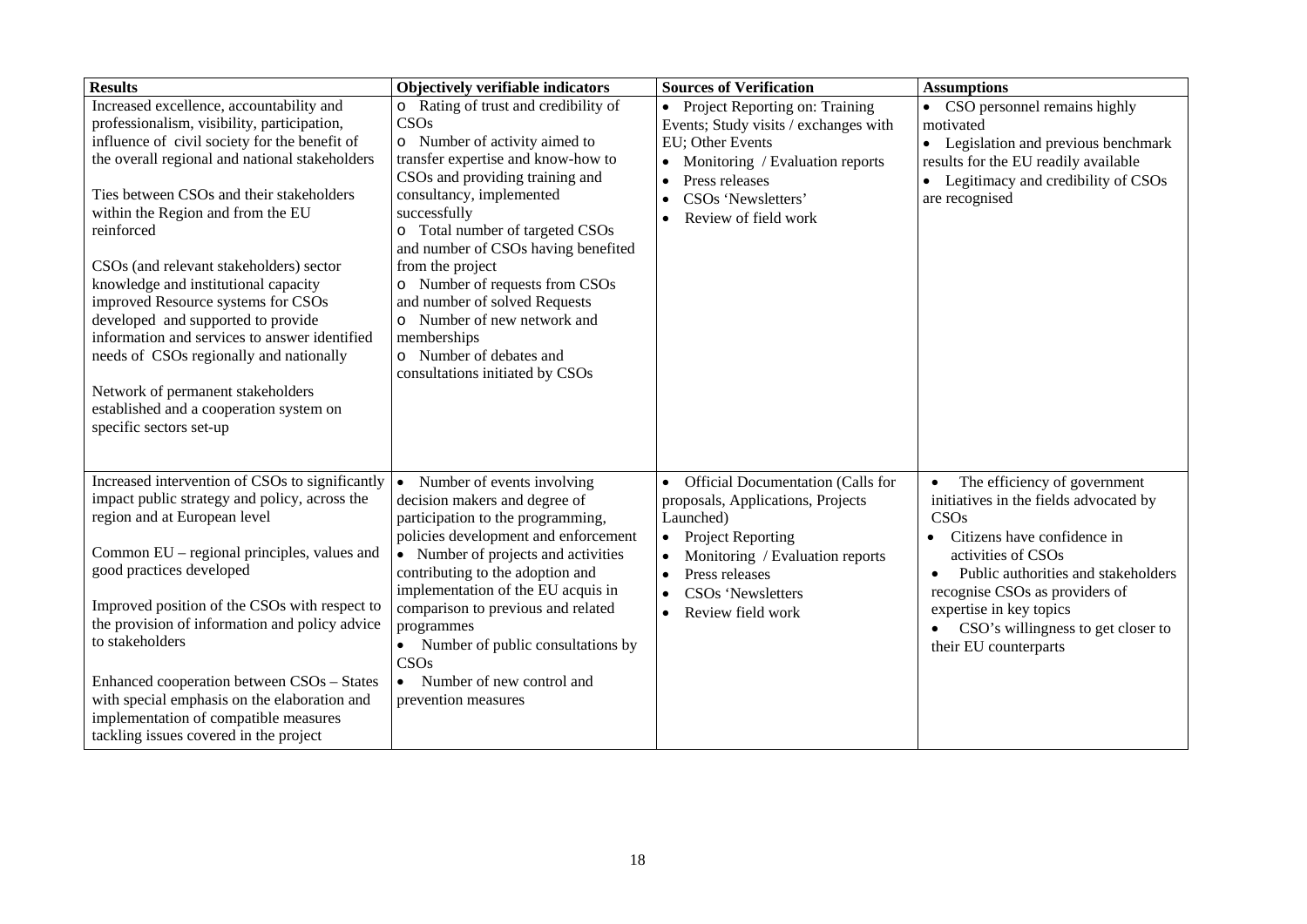| Results | Objectively verifiable indicators | Sources of Verification | Assumptions |
|---|---|---|---|
| Increased excellence, accountability and professionalism, visibility, participation, influence of civil society for the benefit of the overall regional and national stakeholders<br><br>Ties between CSOs and their stakeholders within the Region and from the EU reinforced<br><br>CSOs (and relevant stakeholders) sector knowledge and institutional capacity improved Resource systems for CSOs developed and supported to provide information and services to answer identified needs of CSOs regionally and nationally<br><br>Network of permanent stakeholders established and a cooperation system on specific sectors set-up | o Rating of trust and credibility of CSOs<br>o Number of activity aimed to transfer expertise and know-how to CSOs and providing training and consultancy, implemented successfully<br>o Total number of targeted CSOs and number of CSOs having benefited from the project<br>o Number of requests from CSOs and number of solved Requests<br>o Number of new network and memberships<br>o Number of debates and consultations initiated by CSOs | • Project Reporting on: Training Events; Study visits / exchanges with EU; Other Events<br>• Monitoring / Evaluation reports<br>• Press releases<br>• CSOs 'Newsletters'<br>• Review of field work | • CSO personnel remains highly motivated<br>• Legislation and previous benchmark results for the EU readily available<br>• Legitimacy and credibility of CSOs are recognised |
| Increased intervention of CSOs to significantly impact public strategy and policy, across the region and at European level<br><br>Common EU – regional principles, values and good practices developed<br><br>Improved position of the CSOs with respect to the provision of information and policy advice to stakeholders<br><br>Enhanced cooperation between CSOs – States with special emphasis on the elaboration and implementation of compatible measures tackling issues covered in the project | • Number of events involving decision makers and degree of participation to the programming, policies development and enforcement<br>• Number of projects and activities contributing to the adoption and implementation of the EU acquis in comparison to previous and related programmes<br>• Number of public consultations by CSOs<br>• Number of new control and prevention measures | • Official Documentation (Calls for proposals, Applications, Projects Launched)<br>• Project Reporting<br>• Monitoring / Evaluation reports<br>• Press releases<br>• CSOs 'Newsletters<br>• Review field work | • The efficiency of government initiatives in the fields advocated by CSOs<br>• Citizens have confidence in activities of CSOs<br>• Public authorities and stakeholders recognise CSOs as providers of expertise in key topics<br>• CSO's willingness to get closer to their EU counterparts |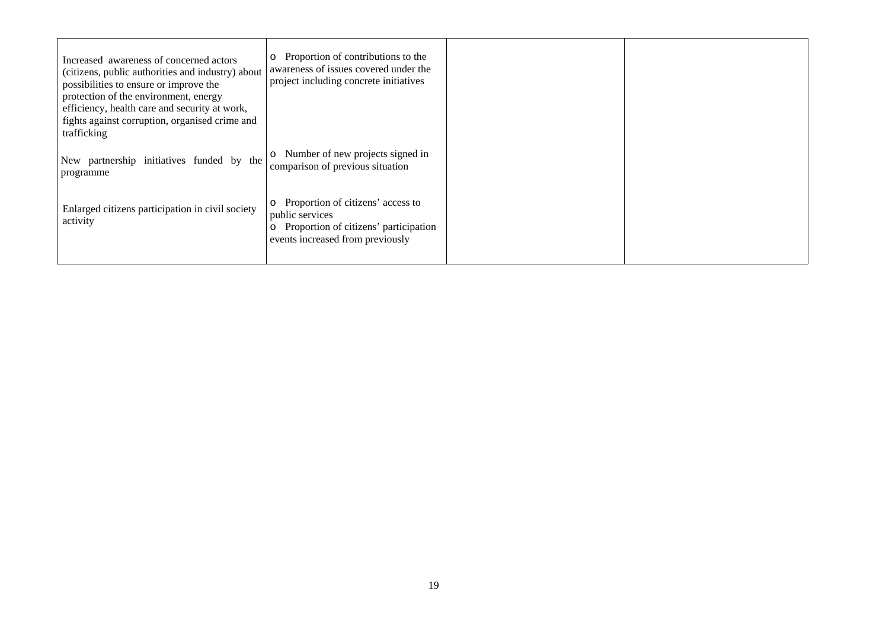| | | | |
|---|---|---|---|
| Increased awareness of concerned actors (citizens, public authorities and industry) about possibilities to ensure or improve the protection of the environment, energy efficiency, health care and security at work, fights against corruption, organised crime and trafficking | o Proportion of contributions to the awareness of issues covered under the project including concrete initiatives | | |
| New partnership initiatives funded by the programme | o Number of new projects signed in comparison of previous situation | | |
| Enlarged citizens participation in civil society activity | o Proportion of citizens' access to public services<br>o Proportion of citizens' participation events increased from previously | | |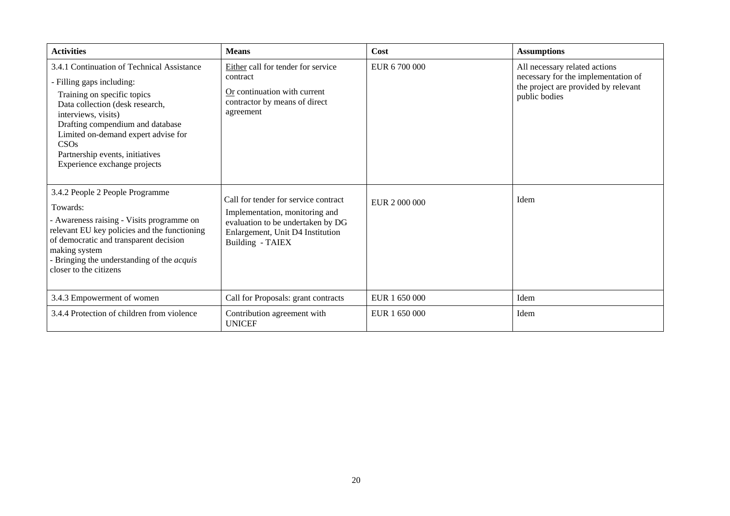| **Activities** | **Means** | **Cost** | **Assumptions** |
|---|---|---|---|
| 3.4.1 Continuation of Technical Assistance<br>- Filling gaps including:<br>Training on specific topics<br>Data collection (desk research, interviews, visits)<br>Drafting compendium and database<br>Limited on-demand expert advise for CSOs<br>Partnership events, initiatives<br>Experience exchange projects | Either call for tender for service contract<br>Or continuation with current contractor by means of direct agreement | EUR 6 700 000 | All necessary related actions necessary for the implementation of the project are provided by relevant public bodies |
| 3.4.2 People 2 People Programme<br>Towards:<br>- Awareness raising - Visits programme on relevant EU key policies and the functioning of democratic and transparent decision making system<br>- Bringing the understanding of the *acquis* closer to the citizens | Call for tender for service contract<br>Implementation, monitoring and evaluation to be undertaken by DG Enlargement, Unit D4 Institution Building - TAIEX | EUR 2 000 000 | Idem |
| 3.4.3 Empowerment of women | Call for Proposals: grant contracts | EUR 1 650 000 | Idem |
| 3.4.4 Protection of children from violence | Contribution agreement with UNICEF | EUR 1 650 000 | Idem |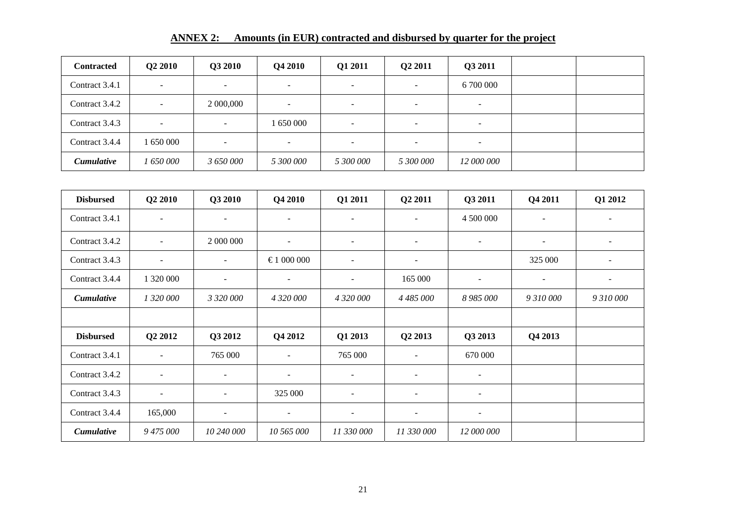**ANNEX 2: Amounts (in EUR) contracted and disbursed by quarter for the project**

| Contracted | Q2 2010 | Q3 2010 | Q4 2010 | Q1 2011 | Q2 2011 | Q3 2011 | | |
|---|---|---|---|---|---|---|---|---|
| Contract 3.4.1 | - | - | - | - | - | 6 700 000 | | |
| Contract 3.4.2 | - | 2 000,000 | - | - | - | - | | |
| Contract 3.4.3 | - | - | 1 650 000 | - | - | - | | |
| Contract 3.4.4 | 1 650 000 | - | - | - | - | - | | |
| ***Cumulative*** | *1 650 000* | *3 650 000* | *5 300 000* | *5 300 000* | *5 300 000* | *12 000 000* | | |

| Disbursed | Q2 2010 | Q3 2010 | Q4 2010 | Q1 2011 | Q2 2011 | Q3 2011 | Q4 2011 | Q1 2012 |
|---|---|---|---|---|---|---|---|---|
| Contract 3.4.1 | - | - | - | - | - | 4 500 000 | - | - |
| Contract 3.4.2 | - | 2 000 000 | - | - | - | - | - | - |
| Contract 3.4.3 | - | - | € 1 000 000 | - | - | | 325 000 | - |
| Contract 3.4.4 | 1 320 000 | - | - | - | 165 000 | - | - | - |
| ***Cumulative*** | *1 320 000* | *3 320 000* | *4 320 000* | *4 320 000* | *4 485 000* | *8 985 000* | *9 310 000* | *9 310 000* |
| | | | | | | | | |
| **Disbursed** | **Q2 2012** | **Q3 2012** | **Q4 2012** | **Q1 2013** | **Q2 2013** | **Q3 2013** | **Q4 2013** | |
| Contract 3.4.1 | - | 765 000 | - | 765 000 | - | 670 000 | | |
| Contract 3.4.2 | - | - | - | - | - | - | | |
| Contract 3.4.3 | - | - | 325 000 | - | - | - | | |
| Contract 3.4.4 | 165,000 | - | - | - | - | - | | |
| ***Cumulative*** | *9 475 000* | *10 240 000* | *10 565 000* | *11 330 000* | *11 330 000* | *12 000 000* | | |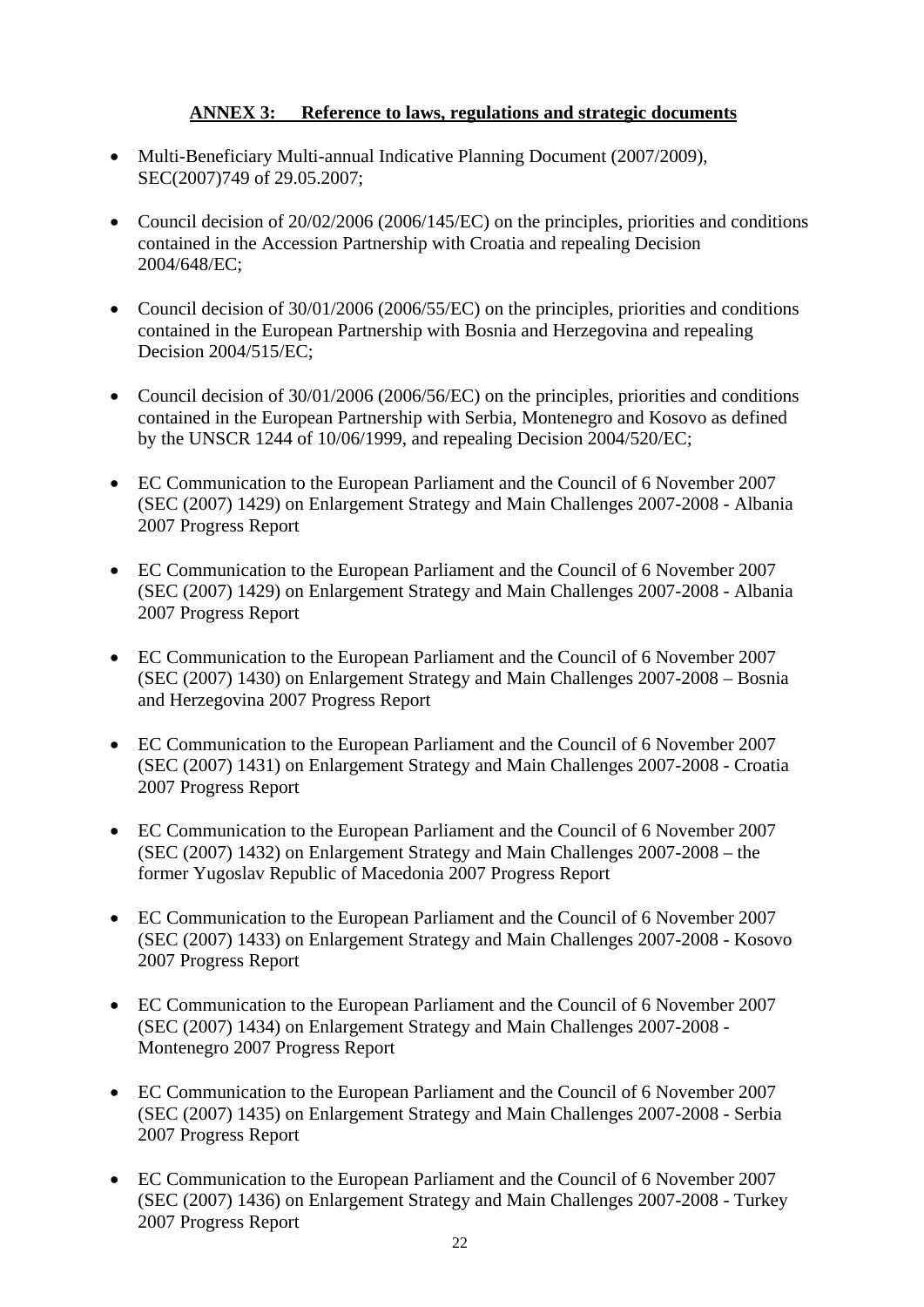## ANNEX 3: Reference to laws, regulations and strategic documents

- Multi-Beneficiary Multi-annual Indicative Planning Document (2007/2009), SEC(2007)749 of 29.05.2007;
- Council decision of 20/02/2006 (2006/145/EC) on the principles, priorities and conditions contained in the Accession Partnership with Croatia and repealing Decision 2004/648/EC;
- Council decision of 30/01/2006 (2006/55/EC) on the principles, priorities and conditions contained in the European Partnership with Bosnia and Herzegovina and repealing Decision 2004/515/EC;
- Council decision of 30/01/2006 (2006/56/EC) on the principles, priorities and conditions contained in the European Partnership with Serbia, Montenegro and Kosovo as defined by the UNSCR 1244 of 10/06/1999, and repealing Decision 2004/520/EC;
- EC Communication to the European Parliament and the Council of 6 November 2007 (SEC (2007) 1429) on Enlargement Strategy and Main Challenges 2007-2008 - Albania 2007 Progress Report
- EC Communication to the European Parliament and the Council of 6 November 2007 (SEC (2007) 1429) on Enlargement Strategy and Main Challenges 2007-2008 - Albania 2007 Progress Report
- EC Communication to the European Parliament and the Council of 6 November 2007 (SEC (2007) 1430) on Enlargement Strategy and Main Challenges 2007-2008 – Bosnia and Herzegovina 2007 Progress Report
- EC Communication to the European Parliament and the Council of 6 November 2007 (SEC (2007) 1431) on Enlargement Strategy and Main Challenges 2007-2008 - Croatia 2007 Progress Report
- EC Communication to the European Parliament and the Council of 6 November 2007 (SEC (2007) 1432) on Enlargement Strategy and Main Challenges 2007-2008 – the former Yugoslav Republic of Macedonia 2007 Progress Report
- EC Communication to the European Parliament and the Council of 6 November 2007 (SEC (2007) 1433) on Enlargement Strategy and Main Challenges 2007-2008 - Kosovo 2007 Progress Report
- EC Communication to the European Parliament and the Council of 6 November 2007 (SEC (2007) 1434) on Enlargement Strategy and Main Challenges 2007-2008 - Montenegro 2007 Progress Report
- EC Communication to the European Parliament and the Council of 6 November 2007 (SEC (2007) 1435) on Enlargement Strategy and Main Challenges 2007-2008 - Serbia 2007 Progress Report
- EC Communication to the European Parliament and the Council of 6 November 2007 (SEC (2007) 1436) on Enlargement Strategy and Main Challenges 2007-2008 - Turkey 2007 Progress Report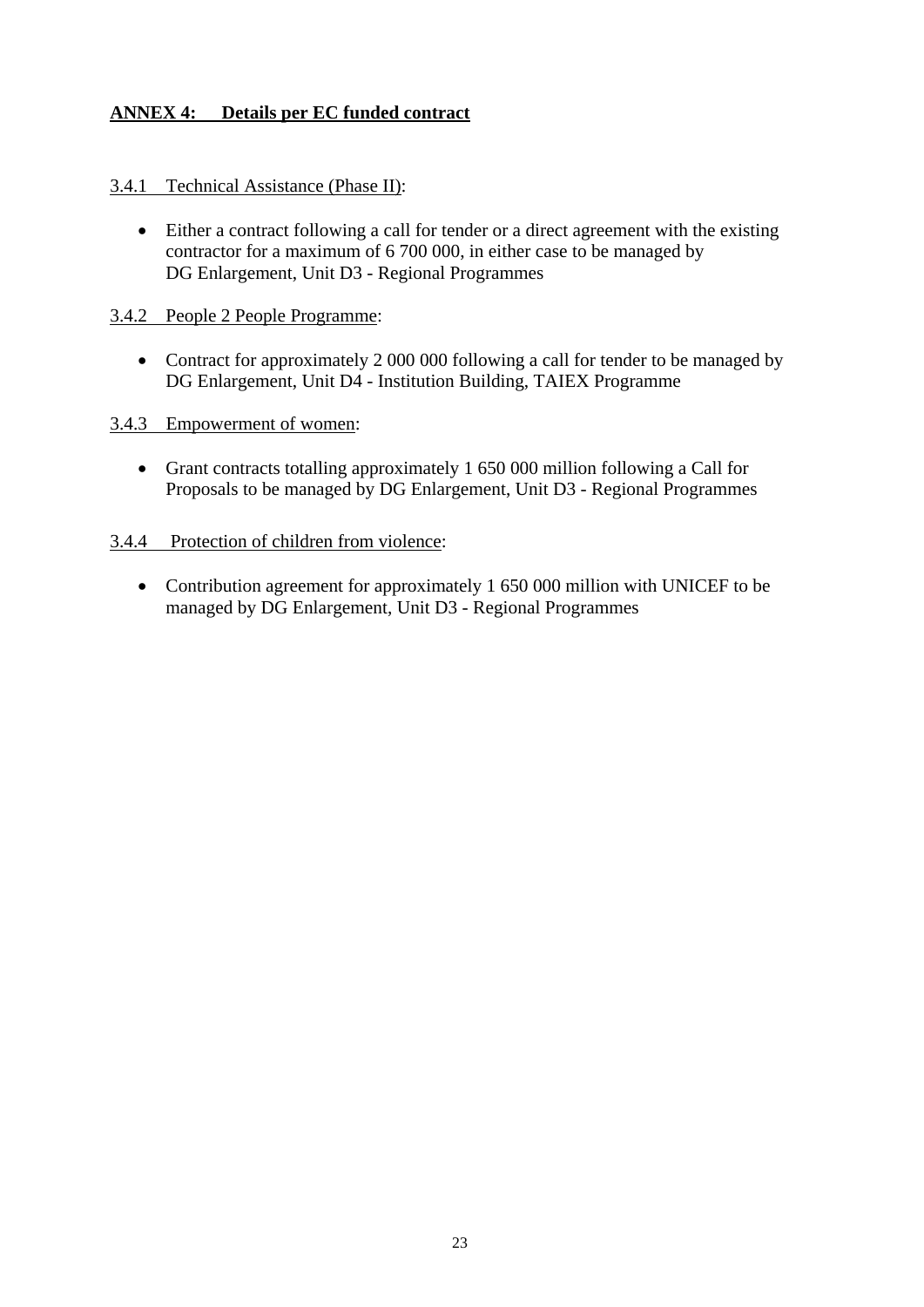## ANNEX 4: Details per EC funded contract

### 3.4.1 Technical Assistance (Phase II):

- Either a contract following a call for tender or a direct agreement with the existing contractor for a maximum of 6 700 000, in either case to be managed by DG Enlargement, Unit D3 - Regional Programmes

### 3.4.2 People 2 People Programme:

- Contract for approximately 2 000 000 following a call for tender to be managed by DG Enlargement, Unit D4 - Institution Building, TAIEX Programme

### 3.4.3 Empowerment of women:

- Grant contracts totalling approximately 1 650 000 million following a Call for Proposals to be managed by DG Enlargement, Unit D3 - Regional Programmes

### 3.4.4 Protection of children from violence:

- Contribution agreement for approximately 1 650 000 million with UNICEF to be managed by DG Enlargement, Unit D3 - Regional Programmes